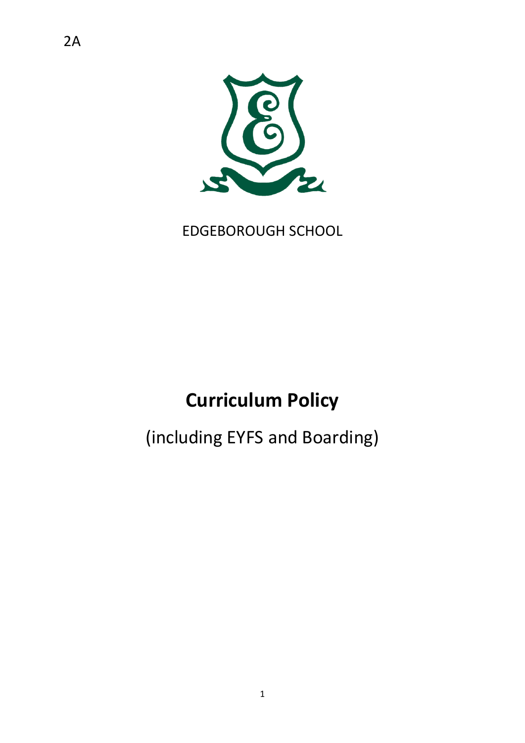2A

EDGEBOROUGH SCHOOL

# Curriculum Policy

(including EYFS and Boarding)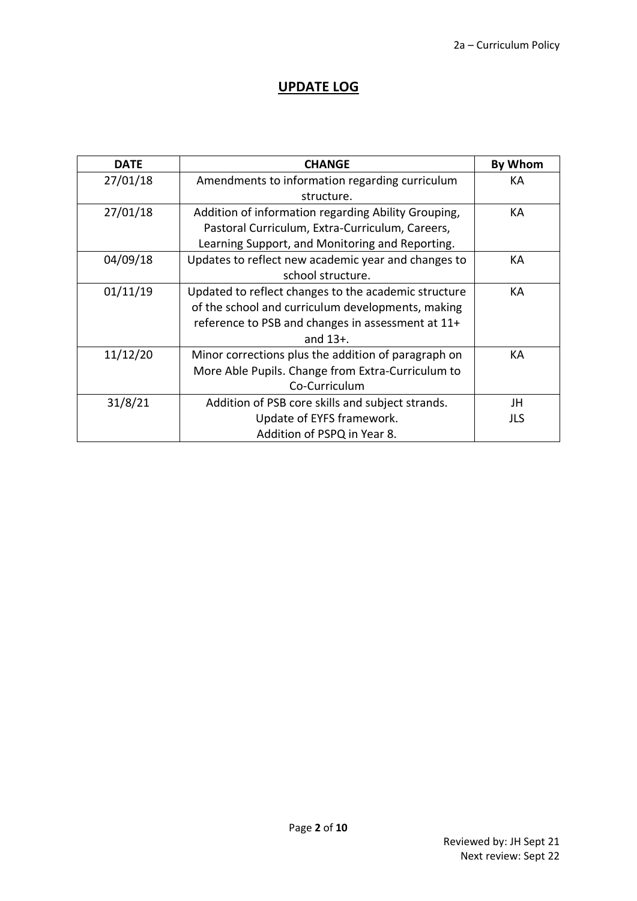# UPDATE LOG

| DATE | CHANGE | By Whom |
| --- | --- | --- |
| 27/01/18 | Amendments to information regarding curriculum structure. | KA |
| 27/01/18 | Addition of information regarding Ability Grouping, Pastoral Curriculum, Extra-Curriculum, Careers, Learning Support, and Monitoring and Reporting. | KA |
| 04/09/18 | Updates to reflect new academic year and changes to school structure. | KA |
| 01/11/19 | Updated to reflect changes to the academic structure of the school and curriculum developments, making reference to PSB and changes in assessment at 11+ and 13+. | KA |
| 11/12/20 | Minor corrections plus the addition of paragraph on More Able Pupils. Change from Extra-Curriculum to Co-Curriculum | KA |
| 31/8/21 | Addition of PSB core skills and subject strands.<br>Update of EYFS framework.<br>Addition of PSPQ in Year 8. | JH<br>JLS |

Reviewed by: JH Sept 21
Next review: Sept 22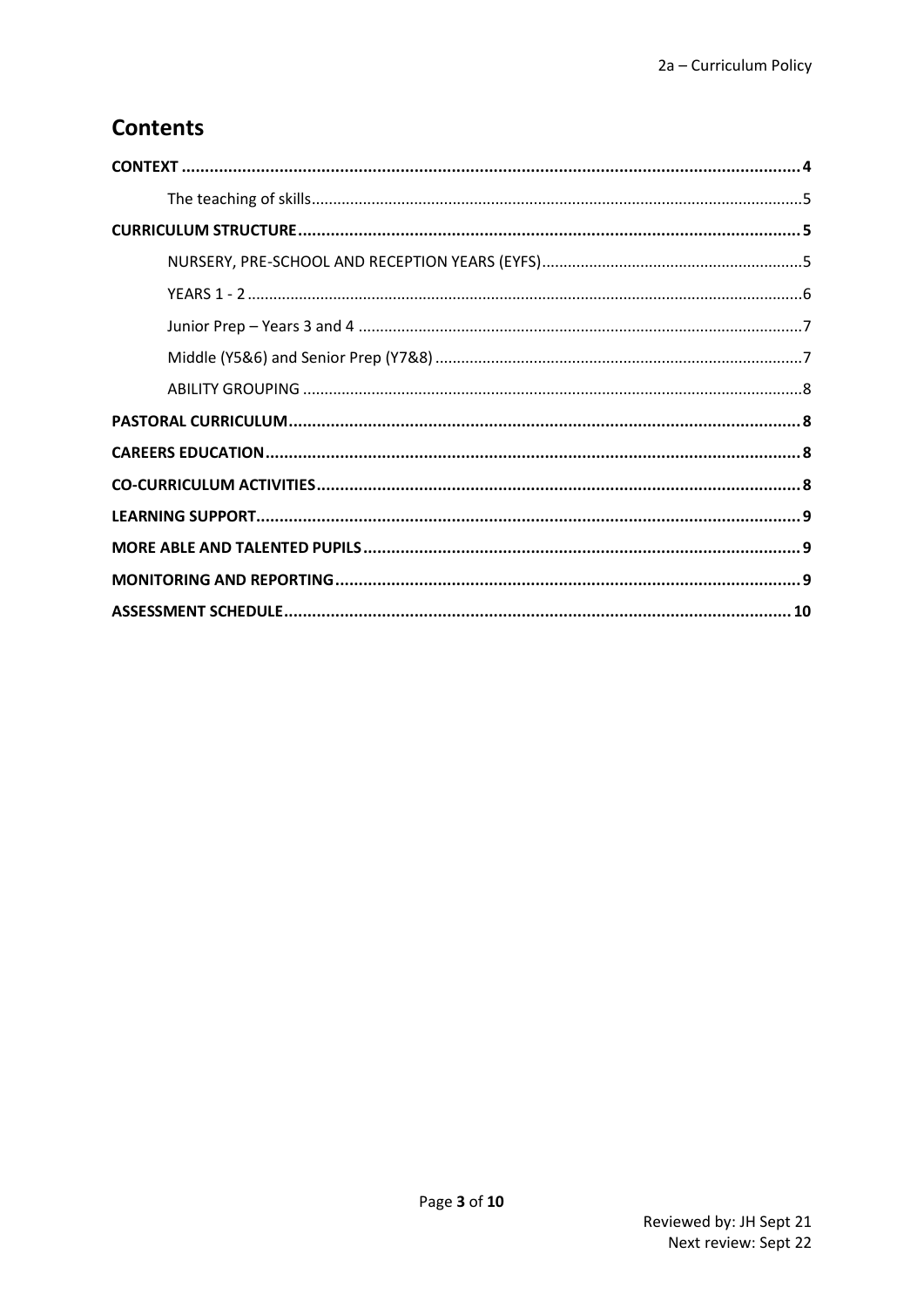## Contents

- **CONTEXT** .......... **4**
    - The teaching of skills .......... 5
- **CURRICULUM STRUCTURE** .......... **5**
    - NURSERY, PRE-SCHOOL AND RECEPTION YEARS (EYFS) .......... 5
    - YEARS 1 - 2 .......... 6
    - Junior Prep – Years 3 and 4 .......... 7
    - Middle (Y5&6) and Senior Prep (Y7&8) .......... 7
    - ABILITY GROUPING .......... 8
- **PASTORAL CURRICULUM** .......... **8**
- **CAREERS EDUCATION** .......... **8**
- **CO-CURRICULUM ACTIVITIES** .......... **8**
- **LEARNING SUPPORT** .......... **9**
- **MORE ABLE AND TALENTED PUPILS** .......... **9**
- **MONITORING AND REPORTING** .......... **9**
- **ASSESSMENT SCHEDULE** .......... **10**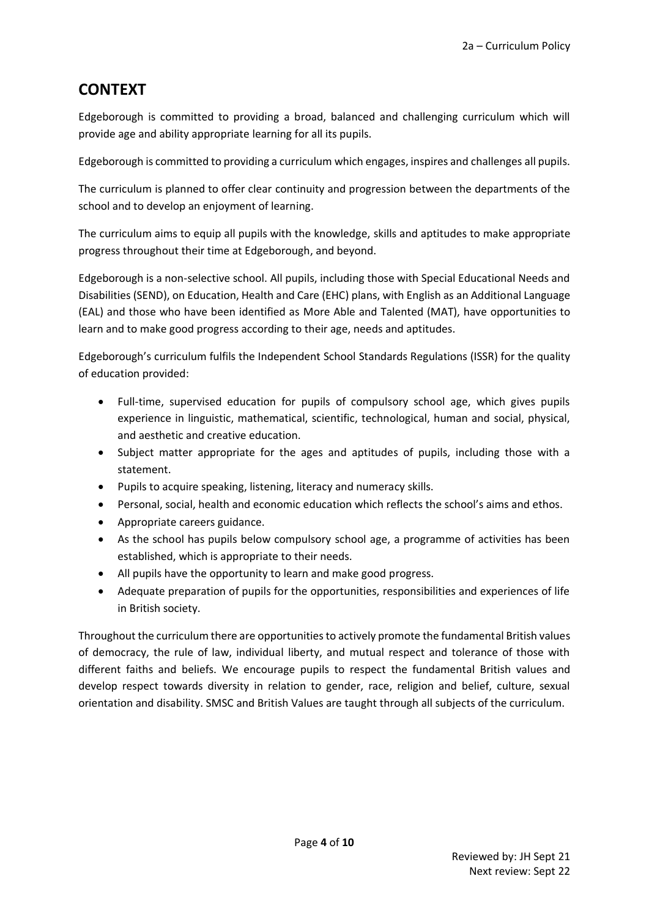## CONTEXT

Edgeborough is committed to providing a broad, balanced and challenging curriculum which will provide age and ability appropriate learning for all its pupils.

Edgeborough is committed to providing a curriculum which engages, inspires and challenges all pupils.

The curriculum is planned to offer clear continuity and progression between the departments of the school and to develop an enjoyment of learning.

The curriculum aims to equip all pupils with the knowledge, skills and aptitudes to make appropriate progress throughout their time at Edgeborough, and beyond.

Edgeborough is a non-selective school. All pupils, including those with Special Educational Needs and Disabilities (SEND), on Education, Health and Care (EHC) plans, with English as an Additional Language (EAL) and those who have been identified as More Able and Talented (MAT), have opportunities to learn and to make good progress according to their age, needs and aptitudes.

Edgeborough's curriculum fulfils the Independent School Standards Regulations (ISSR) for the quality of education provided:

- Full-time, supervised education for pupils of compulsory school age, which gives pupils experience in linguistic, mathematical, scientific, technological, human and social, physical, and aesthetic and creative education.
- Subject matter appropriate for the ages and aptitudes of pupils, including those with a statement.
- Pupils to acquire speaking, listening, literacy and numeracy skills.
- Personal, social, health and economic education which reflects the school's aims and ethos.
- Appropriate careers guidance.
- As the school has pupils below compulsory school age, a programme of activities has been established, which is appropriate to their needs.
- All pupils have the opportunity to learn and make good progress.
- Adequate preparation of pupils for the opportunities, responsibilities and experiences of life in British society.

Throughout the curriculum there are opportunities to actively promote the fundamental British values of democracy, the rule of law, individual liberty, and mutual respect and tolerance of those with different faiths and beliefs. We encourage pupils to respect the fundamental British values and develop respect towards diversity in relation to gender, race, religion and belief, culture, sexual orientation and disability. SMSC and British Values are taught through all subjects of the curriculum.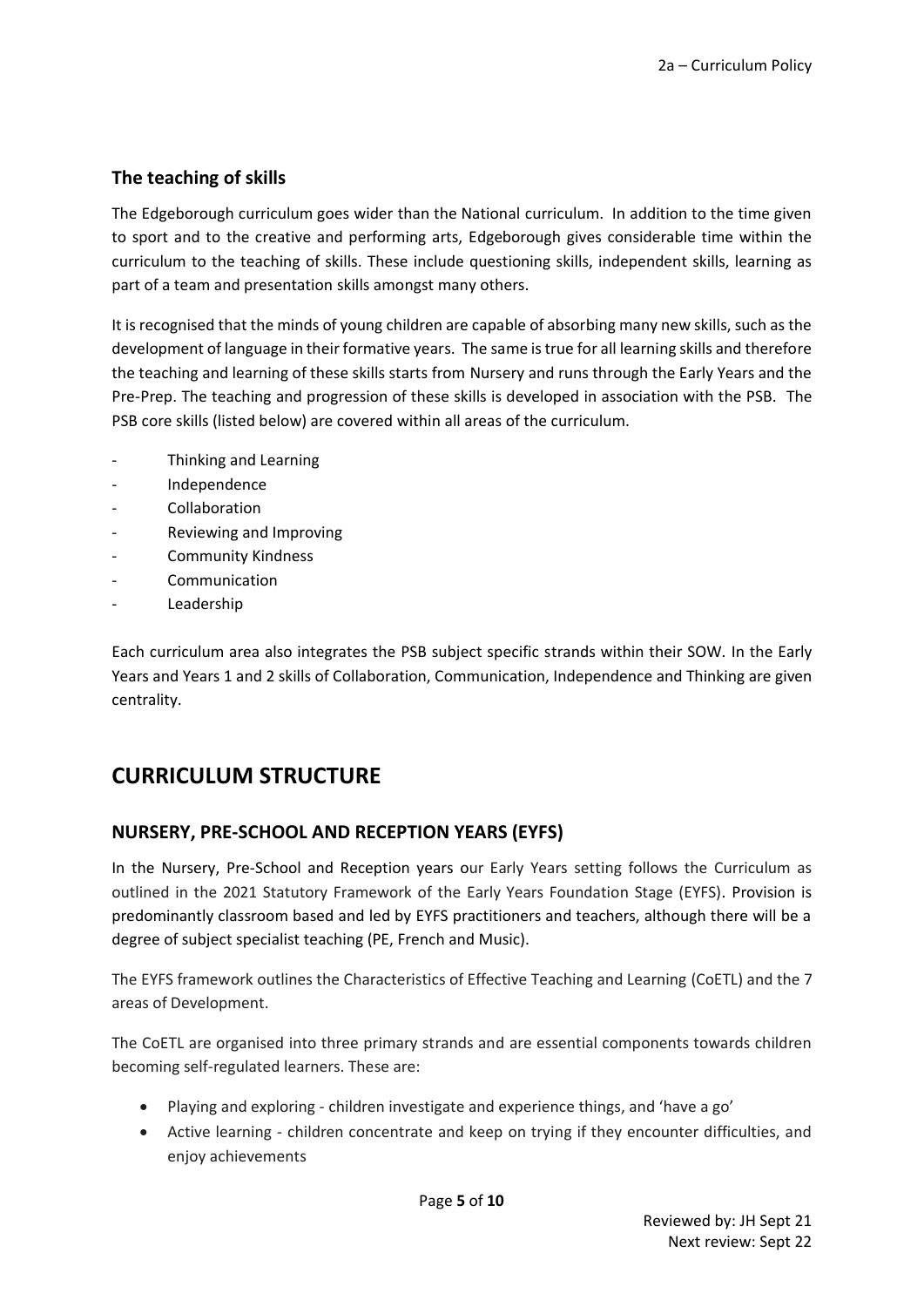## The teaching of skills

The Edgeborough curriculum goes wider than the National curriculum. In addition to the time given to sport and to the creative and performing arts, Edgeborough gives considerable time within the curriculum to the teaching of skills. These include questioning skills, independent skills, learning as part of a team and presentation skills amongst many others.

It is recognised that the minds of young children are capable of absorbing many new skills, such as the development of language in their formative years. The same is true for all learning skills and therefore the teaching and learning of these skills starts from Nursery and runs through the Early Years and the Pre-Prep. The teaching and progression of these skills is developed in association with the PSB. The PSB core skills (listed below) are covered within all areas of the curriculum.

- Thinking and Learning
- Independence
- Collaboration
- Reviewing and Improving
- Community Kindness
- Communication
- Leadership

Each curriculum area also integrates the PSB subject specific strands within their SOW. In the Early Years and Years 1 and 2 skills of Collaboration, Communication, Independence and Thinking are given centrality.

# CURRICULUM STRUCTURE

## NURSERY, PRE-SCHOOL AND RECEPTION YEARS (EYFS)

In the Nursery, Pre-School and Reception years our Early Years setting follows the Curriculum as outlined in the 2021 Statutory Framework of the Early Years Foundation Stage (EYFS). Provision is predominantly classroom based and led by EYFS practitioners and teachers, although there will be a degree of subject specialist teaching (PE, French and Music).

The EYFS framework outlines the Characteristics of Effective Teaching and Learning (CoETL) and the 7 areas of Development.

The CoETL are organised into three primary strands and are essential components towards children becoming self-regulated learners. These are:

- Playing and exploring - children investigate and experience things, and 'have a go'
- Active learning - children concentrate and keep on trying if they encounter difficulties, and enjoy achievements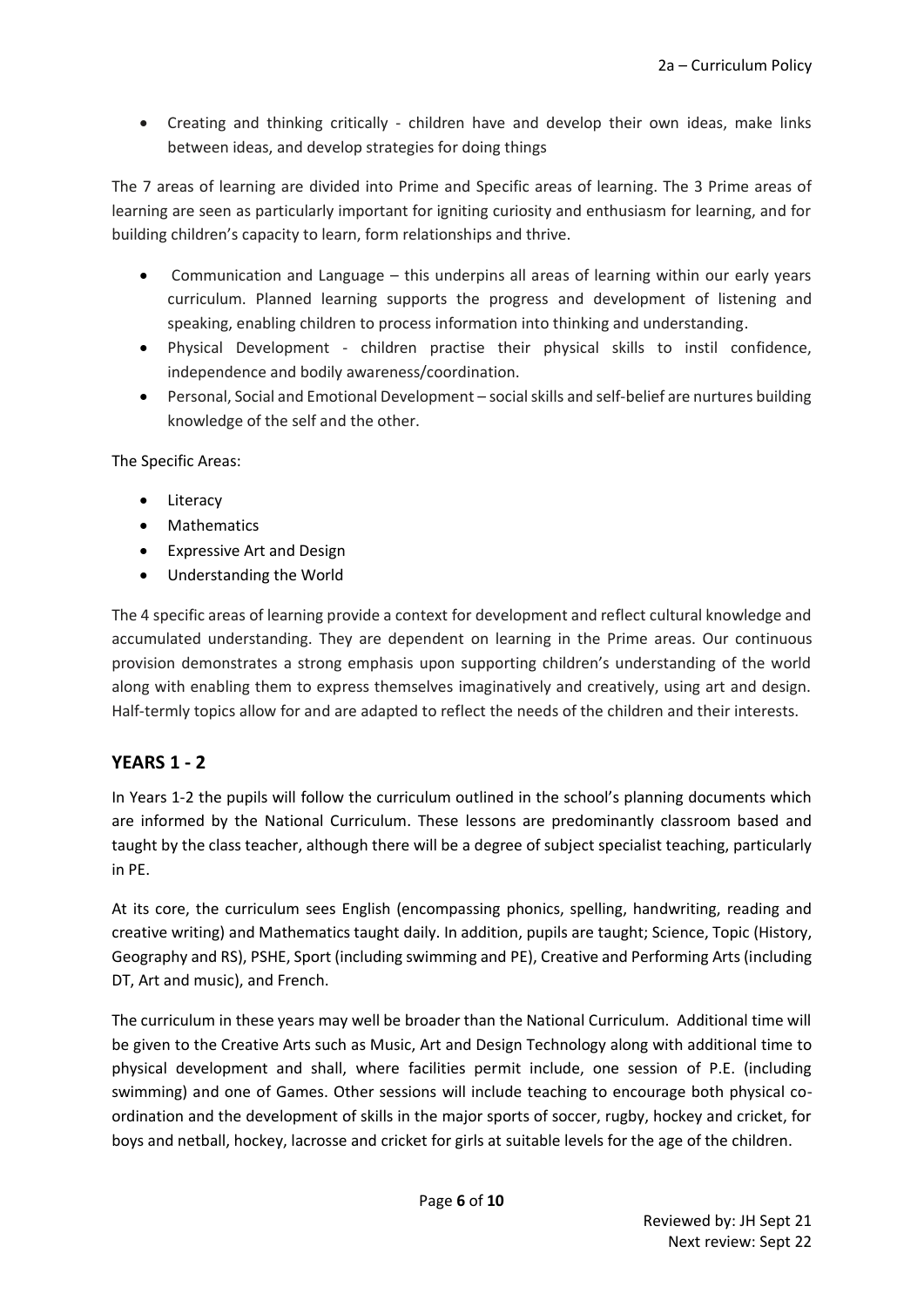- Creating and thinking critically - children have and develop their own ideas, make links between ideas, and develop strategies for doing things

The 7 areas of learning are divided into Prime and Specific areas of learning. The 3 Prime areas of learning are seen as particularly important for igniting curiosity and enthusiasm for learning, and for building children's capacity to learn, form relationships and thrive.

- Communication and Language – this underpins all areas of learning within our early years curriculum. Planned learning supports the progress and development of listening and speaking, enabling children to process information into thinking and understanding.
- Physical Development - children practise their physical skills to instil confidence, independence and bodily awareness/coordination.
- Personal, Social and Emotional Development – social skills and self-belief are nurtures building knowledge of the self and the other.

The Specific Areas:

- Literacy
- Mathematics
- Expressive Art and Design
- Understanding the World

The 4 specific areas of learning provide a context for development and reflect cultural knowledge and accumulated understanding. They are dependent on learning in the Prime areas. Our continuous provision demonstrates a strong emphasis upon supporting children's understanding of the world along with enabling them to express themselves imaginatively and creatively, using art and design. Half-termly topics allow for and are adapted to reflect the needs of the children and their interests.

## YEARS 1 - 2

In Years 1-2 the pupils will follow the curriculum outlined in the school's planning documents which are informed by the National Curriculum. These lessons are predominantly classroom based and taught by the class teacher, although there will be a degree of subject specialist teaching, particularly in PE.

At its core, the curriculum sees English (encompassing phonics, spelling, handwriting, reading and creative writing) and Mathematics taught daily. In addition, pupils are taught; Science, Topic (History, Geography and RS), PSHE, Sport (including swimming and PE), Creative and Performing Arts (including DT, Art and music), and French.

The curriculum in these years may well be broader than the National Curriculum. Additional time will be given to the Creative Arts such as Music, Art and Design Technology along with additional time to physical development and shall, where facilities permit include, one session of P.E. (including swimming) and one of Games. Other sessions will include teaching to encourage both physical co-ordination and the development of skills in the major sports of soccer, rugby, hockey and cricket, for boys and netball, hockey, lacrosse and cricket for girls at suitable levels for the age of the children.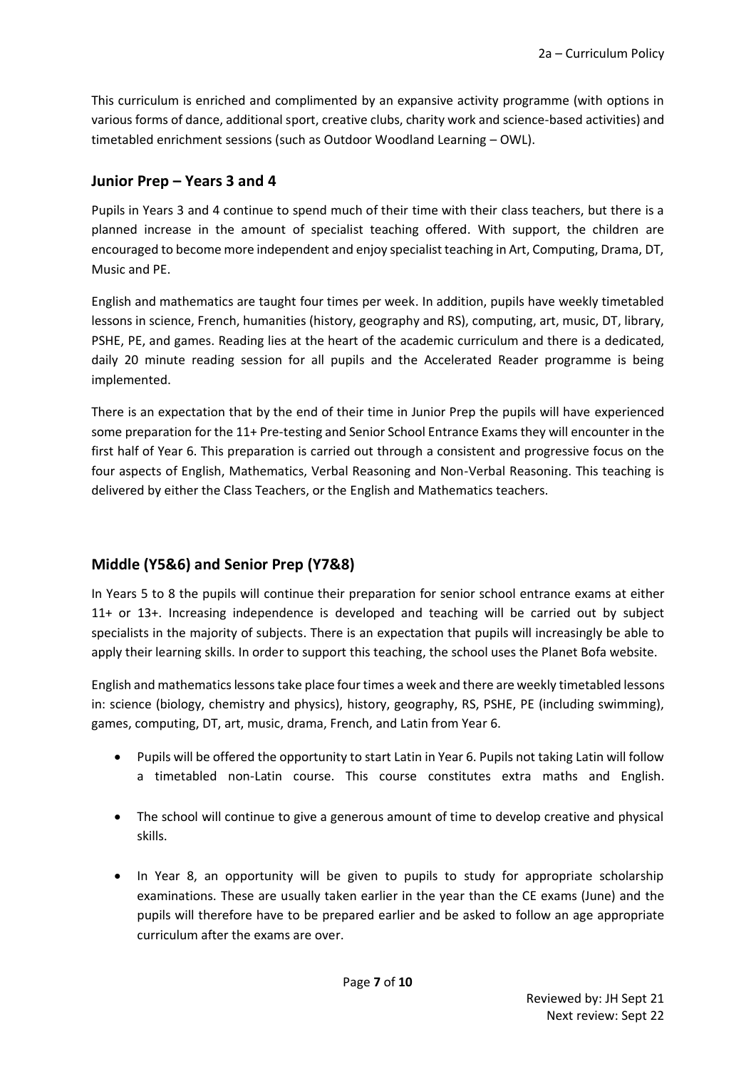This curriculum is enriched and complimented by an expansive activity programme (with options in various forms of dance, additional sport, creative clubs, charity work and science-based activities) and timetabled enrichment sessions (such as Outdoor Woodland Learning – OWL).

## Junior Prep – Years 3 and 4

Pupils in Years 3 and 4 continue to spend much of their time with their class teachers, but there is a planned increase in the amount of specialist teaching offered. With support, the children are encouraged to become more independent and enjoy specialist teaching in Art, Computing, Drama, DT, Music and PE.

English and mathematics are taught four times per week. In addition, pupils have weekly timetabled lessons in science, French, humanities (history, geography and RS), computing, art, music, DT, library, PSHE, PE, and games. Reading lies at the heart of the academic curriculum and there is a dedicated, daily 20 minute reading session for all pupils and the Accelerated Reader programme is being implemented.

There is an expectation that by the end of their time in Junior Prep the pupils will have experienced some preparation for the 11+ Pre-testing and Senior School Entrance Exams they will encounter in the first half of Year 6. This preparation is carried out through a consistent and progressive focus on the four aspects of English, Mathematics, Verbal Reasoning and Non-Verbal Reasoning. This teaching is delivered by either the Class Teachers, or the English and Mathematics teachers.

## Middle (Y5&6) and Senior Prep (Y7&8)

In Years 5 to 8 the pupils will continue their preparation for senior school entrance exams at either 11+ or 13+. Increasing independence is developed and teaching will be carried out by subject specialists in the majority of subjects. There is an expectation that pupils will increasingly be able to apply their learning skills. In order to support this teaching, the school uses the Planet Bofa website.

English and mathematics lessons take place four times a week and there are weekly timetabled lessons in: science (biology, chemistry and physics), history, geography, RS, PSHE, PE (including swimming), games, computing, DT, art, music, drama, French, and Latin from Year 6.

- Pupils will be offered the opportunity to start Latin in Year 6. Pupils not taking Latin will follow a timetabled non-Latin course. This course constitutes extra maths and English.
- The school will continue to give a generous amount of time to develop creative and physical skills.
- In Year 8, an opportunity will be given to pupils to study for appropriate scholarship examinations. These are usually taken earlier in the year than the CE exams (June) and the pupils will therefore have to be prepared earlier and be asked to follow an age appropriate curriculum after the exams are over.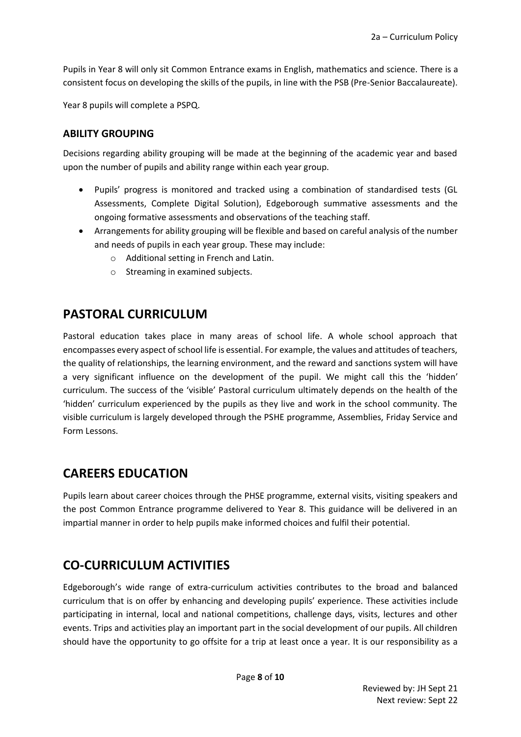Pupils in Year 8 will only sit Common Entrance exams in English, mathematics and science. There is a consistent focus on developing the skills of the pupils, in line with the PSB (Pre-Senior Baccalaureate).

Year 8 pupils will complete a PSPQ.

### ABILITY GROUPING

Decisions regarding ability grouping will be made at the beginning of the academic year and based upon the number of pupils and ability range within each year group.

- Pupils' progress is monitored and tracked using a combination of standardised tests (GL Assessments, Complete Digital Solution), Edgeborough summative assessments and the ongoing formative assessments and observations of the teaching staff.
- Arrangements for ability grouping will be flexible and based on careful analysis of the number and needs of pupils in each year group. These may include:
  - Additional setting in French and Latin.
  - Streaming in examined subjects.

## PASTORAL CURRICULUM

Pastoral education takes place in many areas of school life. A whole school approach that encompasses every aspect of school life is essential. For example, the values and attitudes of teachers, the quality of relationships, the learning environment, and the reward and sanctions system will have a very significant influence on the development of the pupil. We might call this the 'hidden' curriculum. The success of the 'visible' Pastoral curriculum ultimately depends on the health of the 'hidden' curriculum experienced by the pupils as they live and work in the school community. The visible curriculum is largely developed through the PSHE programme, Assemblies, Friday Service and Form Lessons.

## CAREERS EDUCATION

Pupils learn about career choices through the PHSE programme, external visits, visiting speakers and the post Common Entrance programme delivered to Year 8. This guidance will be delivered in an impartial manner in order to help pupils make informed choices and fulfil their potential.

## CO-CURRICULUM ACTIVITIES

Edgeborough's wide range of extra-curriculum activities contributes to the broad and balanced curriculum that is on offer by enhancing and developing pupils' experience. These activities include participating in internal, local and national competitions, challenge days, visits, lectures and other events. Trips and activities play an important part in the social development of our pupils. All children should have the opportunity to go offsite for a trip at least once a year. It is our responsibility as a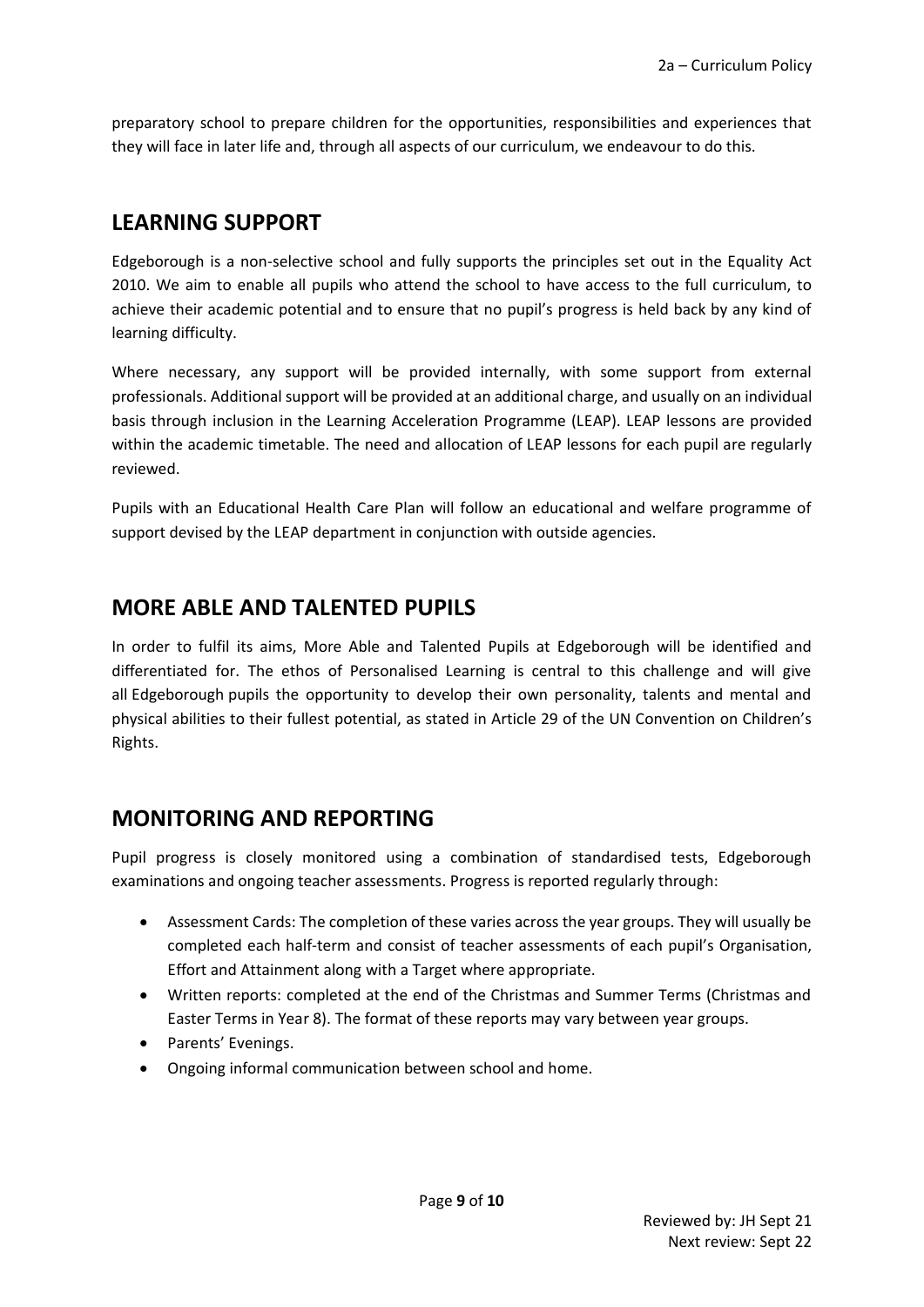preparatory school to prepare children for the opportunities, responsibilities and experiences that they will face in later life and, through all aspects of our curriculum, we endeavour to do this.

## LEARNING SUPPORT

Edgeborough is a non-selective school and fully supports the principles set out in the Equality Act 2010. We aim to enable all pupils who attend the school to have access to the full curriculum, to achieve their academic potential and to ensure that no pupil's progress is held back by any kind of learning difficulty.

Where necessary, any support will be provided internally, with some support from external professionals. Additional support will be provided at an additional charge, and usually on an individual basis through inclusion in the Learning Acceleration Programme (LEAP). LEAP lessons are provided within the academic timetable. The need and allocation of LEAP lessons for each pupil are regularly reviewed.

Pupils with an Educational Health Care Plan will follow an educational and welfare programme of support devised by the LEAP department in conjunction with outside agencies.

## MORE ABLE AND TALENTED PUPILS

In order to fulfil its aims, More Able and Talented Pupils at Edgeborough will be identified and differentiated for. The ethos of Personalised Learning is central to this challenge and will give all Edgeborough pupils the opportunity to develop their own personality, talents and mental and physical abilities to their fullest potential, as stated in Article 29 of the UN Convention on Children's Rights.

## MONITORING AND REPORTING

Pupil progress is closely monitored using a combination of standardised tests, Edgeborough examinations and ongoing teacher assessments. Progress is reported regularly through:

- Assessment Cards: The completion of these varies across the year groups. They will usually be completed each half-term and consist of teacher assessments of each pupil's Organisation, Effort and Attainment along with a Target where appropriate.
- Written reports: completed at the end of the Christmas and Summer Terms (Christmas and Easter Terms in Year 8). The format of these reports may vary between year groups.
- Parents' Evenings.
- Ongoing informal communication between school and home.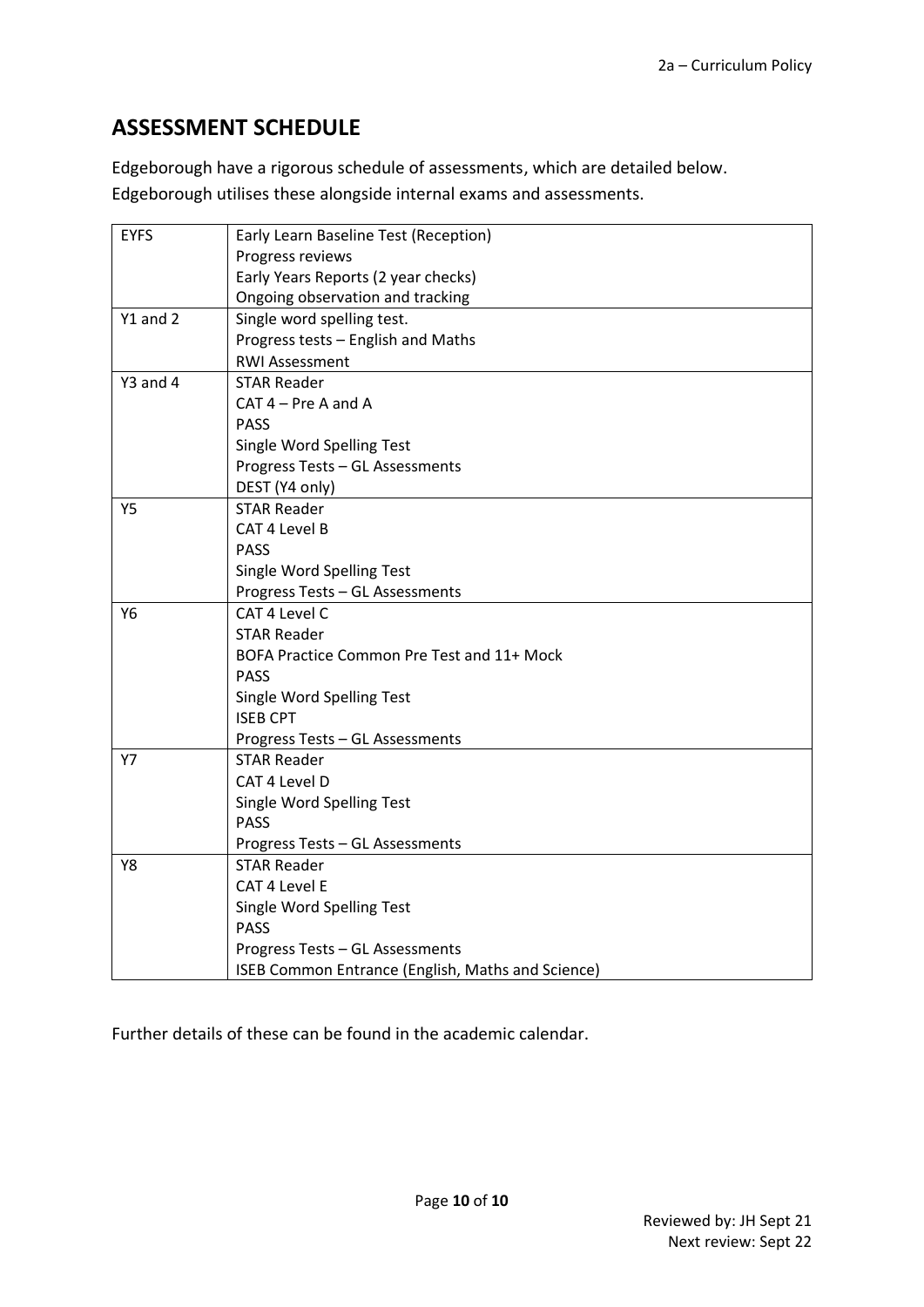## ASSESSMENT SCHEDULE

Edgeborough have a rigorous schedule of assessments, which are detailed below. Edgeborough utilises these alongside internal exams and assessments.

| | |
|---|---|
| EYFS | Early Learn Baseline Test (Reception)<br>Progress reviews<br>Early Years Reports (2 year checks)<br>Ongoing observation and tracking |
| Y1 and 2 | Single word spelling test.<br>Progress tests – English and Maths<br>RWI Assessment |
| Y3 and 4 | STAR Reader<br>CAT 4 – Pre A and A<br>PASS<br>Single Word Spelling Test<br>Progress Tests – GL Assessments<br>DEST (Y4 only) |
| Y5 | STAR Reader<br>CAT 4 Level B<br>PASS<br>Single Word Spelling Test<br>Progress Tests – GL Assessments |
| Y6 | CAT 4 Level C<br>STAR Reader<br>BOFA Practice Common Pre Test and 11+ Mock<br>PASS<br>Single Word Spelling Test<br>ISEB CPT<br>Progress Tests – GL Assessments |
| Y7 | STAR Reader<br>CAT 4 Level D<br>Single Word Spelling Test<br>PASS<br>Progress Tests – GL Assessments |
| Y8 | STAR Reader<br>CAT 4 Level E<br>Single Word Spelling Test<br>PASS<br>Progress Tests – GL Assessments<br>ISEB Common Entrance (English, Maths and Science) |

Further details of these can be found in the academic calendar.

Reviewed by: JH Sept 21
Next review: Sept 22